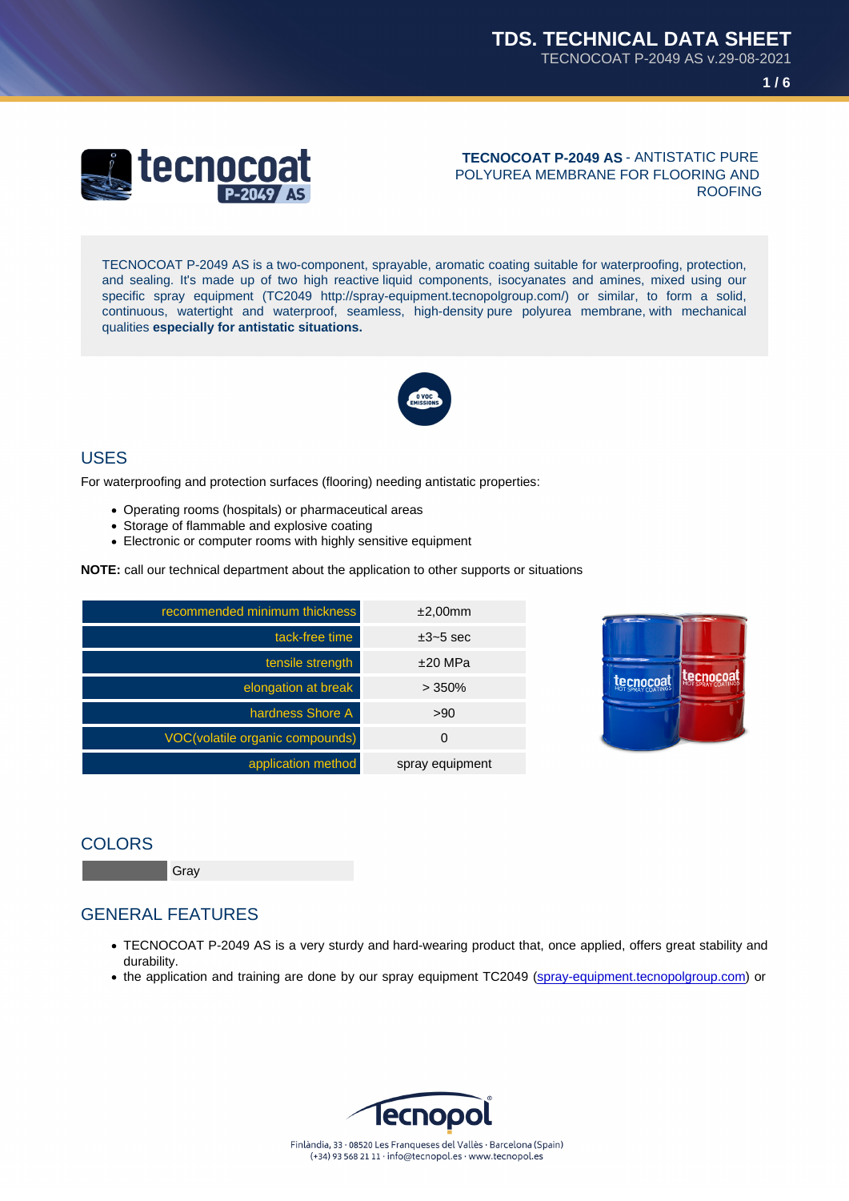**TECNOCOAT P-2049 AS** - ANTISTATIC PURE POLYUREA MEMBRANE FOR FLOORING AND ROOFING

TECNOCOAT P-2049 AS is a two-component, sprayable, aromatic coating suitable for waterproofing, protection, and sealing. It's made up of two high reactive liquid components, isocyanates and amines, mixed using our specific spray equipment (TC2049 http://spray-equipment.tecnopolgroup.com/) or similar, to form a solid, continuous, watertight and waterproof, seamless, high-density pure polyurea membrane, with mechanical qualities **especially for antistatic situations.**

0 VOC EMISSIONS

## USES

For waterproofing and protection surfaces (flooring) needing antistatic properties:

- Operating rooms (hospitals) or pharmaceutical areas
- Storage of flammable and explosive coating
- Electronic or computer rooms with highly sensitive equipment

**NOTE:** call our technical department about the application to other supports or situations

| Property | Value |
|---|---|
| recommended minimum thickness | ±2,00mm |
| tack-free time | ±3~5 sec |
| tensile strength | ±20 MPa |
| elongation at break | > 350% |
| hardness Shore A | >90 |
| VOC(volatile organic compounds) | 0 |
| application method | spray equipment |

## COLORS

| | |
|---|---|
| | Gray |

## GENERAL FEATURES

- TECNOCOAT P-2049 AS is a very sturdy and hard-wearing product that, once applied, offers great stability and durability.
- the application and training are done by our spray equipment TC2049 (spray-equipment.tecnopolgroup.com) or

Finlàndia, 33 · 08520 Les Franqueses del Vallès · Barcelona (Spain)
(+34) 93 568 21 11 · info@tecnopol.es · www.tecnopol.es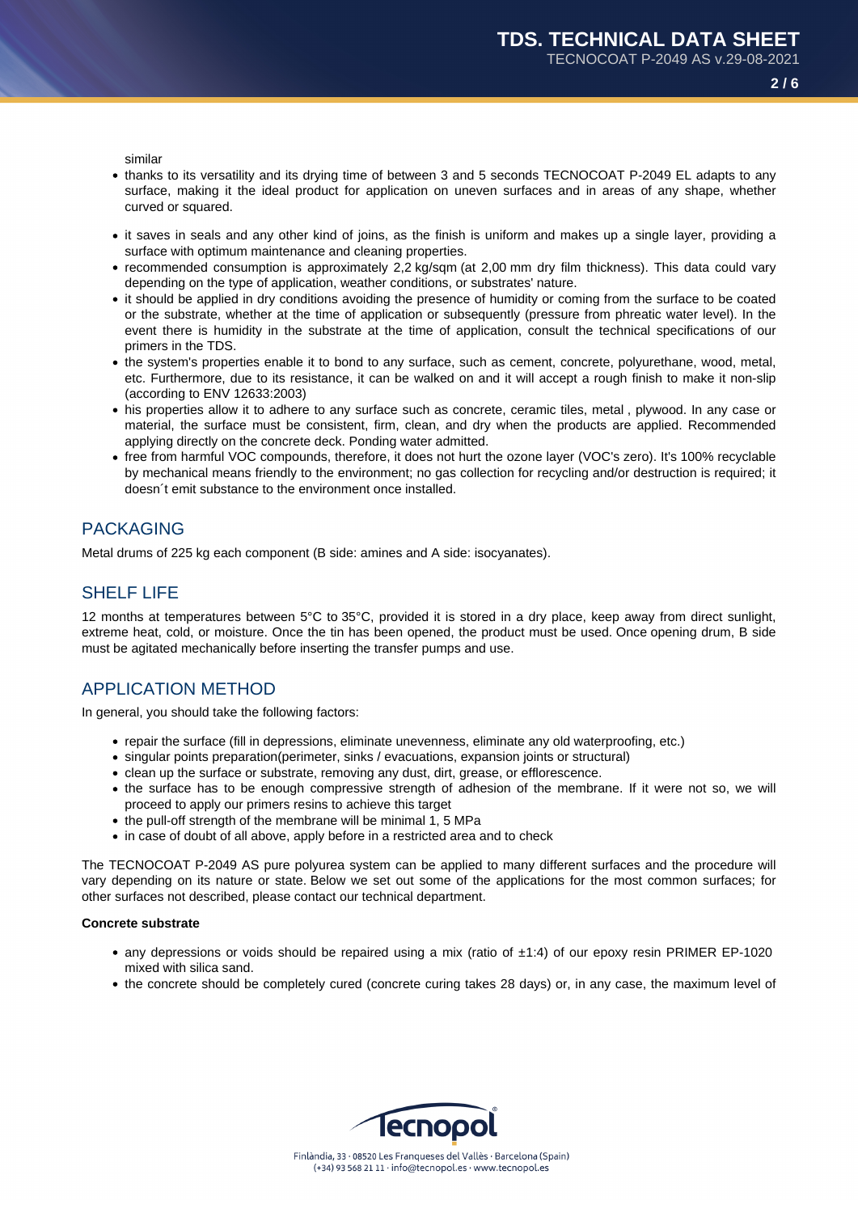similar

- thanks to its versatility and its drying time of between 3 and 5 seconds TECNOCOAT P-2049 EL adapts to any surface, making it the ideal product for application on uneven surfaces and in areas of any shape, whether curved or squared.
- it saves in seals and any other kind of joins, as the finish is uniform and makes up a single layer, providing a surface with optimum maintenance and cleaning properties.
- recommended consumption is approximately 2,2 kg/sqm (at 2,00 mm dry film thickness). This data could vary depending on the type of application, weather conditions, or substrates' nature.
- it should be applied in dry conditions avoiding the presence of humidity or coming from the surface to be coated or the substrate, whether at the time of application or subsequently (pressure from phreatic water level). In the event there is humidity in the substrate at the time of application, consult the technical specifications of our primers in the TDS.
- the system's properties enable it to bond to any surface, such as cement, concrete, polyurethane, wood, metal, etc. Furthermore, due to its resistance, it can be walked on and it will accept a rough finish to make it non-slip (according to ENV 12633:2003)
- his properties allow it to adhere to any surface such as concrete, ceramic tiles, metal , plywood. In any case or material, the surface must be consistent, firm, clean, and dry when the products are applied. Recommended applying directly on the concrete deck. Ponding water admitted.
- free from harmful VOC compounds, therefore, it does not hurt the ozone layer (VOC's zero). It's 100% recyclable by mechanical means friendly to the environment; no gas collection for recycling and/or destruction is required; it doesn´t emit substance to the environment once installed.

## PACKAGING

Metal drums of 225 kg each component (B side: amines and A side: isocyanates).

## SHELF LIFE

12 months at temperatures between 5°C to 35°C, provided it is stored in a dry place, keep away from direct sunlight, extreme heat, cold, or moisture. Once the tin has been opened, the product must be used. Once opening drum, B side must be agitated mechanically before inserting the transfer pumps and use.

## APPLICATION METHOD

In general, you should take the following factors:

- repair the surface (fill in depressions, eliminate unevenness, eliminate any old waterproofing, etc.)
- singular points preparation(perimeter, sinks / evacuations, expansion joints or structural)
- clean up the surface or substrate, removing any dust, dirt, grease, or efflorescence.
- the surface has to be enough compressive strength of adhesion of the membrane. If it were not so, we will proceed to apply our primers resins to achieve this target
- the pull-off strength of the membrane will be minimal 1, 5 MPa
- in case of doubt of all above, apply before in a restricted area and to check

The TECNOCOAT P-2049 AS pure polyurea system can be applied to many different surfaces and the procedure will vary depending on its nature or state. Below we set out some of the applications for the most common surfaces; for other surfaces not described, please contact our technical department.

**Concrete substrate**

- any depressions or voids should be repaired using a mix (ratio of ±1:4) of our epoxy resin PRIMER EP-1020 mixed with silica sand.
- the concrete should be completely cured (concrete curing takes 28 days) or, in any case, the maximum level of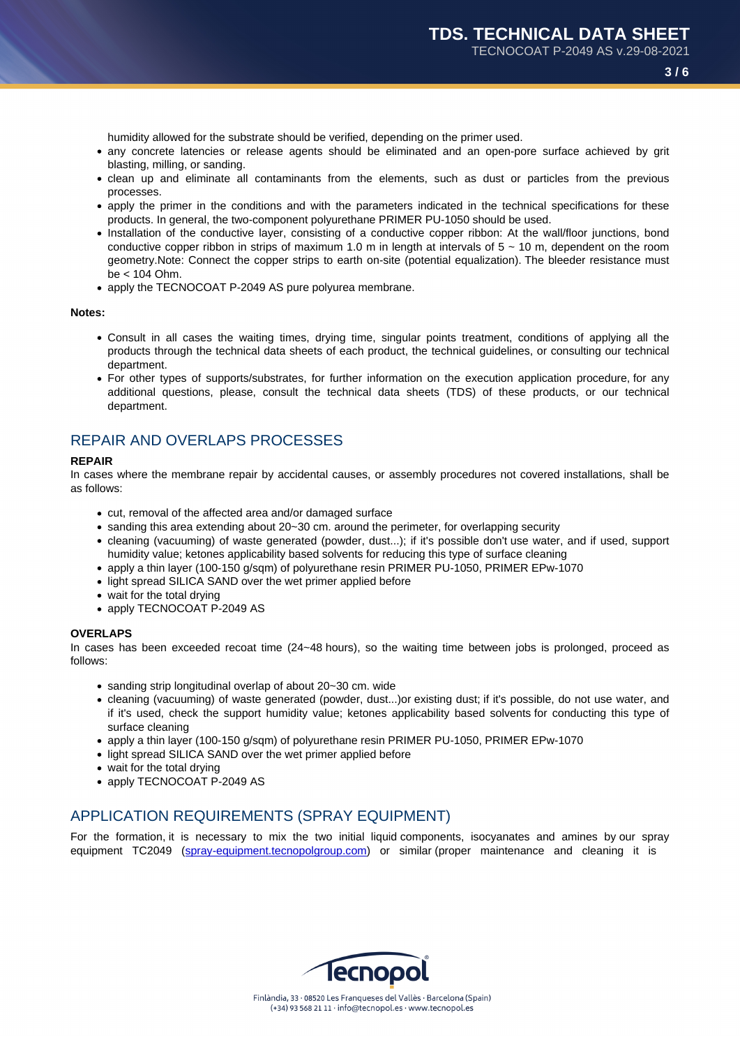humidity allowed for the substrate should be verified, depending on the primer used.

- any concrete latencies or release agents should be eliminated and an open-pore surface achieved by grit blasting, milling, or sanding.
- clean up and eliminate all contaminants from the elements, such as dust or particles from the previous processes.
- apply the primer in the conditions and with the parameters indicated in the technical specifications for these products. In general, the two-component polyurethane PRIMER PU-1050 should be used.
- Installation of the conductive layer, consisting of a conductive copper ribbon: At the wall/floor junctions, bond conductive copper ribbon in strips of maximum 1.0 m in length at intervals of 5 ~ 10 m, dependent on the room geometry.Note: Connect the copper strips to earth on-site (potential equalization). The bleeder resistance must be < 104 Ohm.
- apply the TECNOCOAT P-2049 AS pure polyurea membrane.

**Notes:**

- Consult in all cases the waiting times, drying time, singular points treatment, conditions of applying all the products through the technical data sheets of each product, the technical guidelines, or consulting our technical department.
- For other types of supports/substrates, for further information on the execution application procedure, for any additional questions, please, consult the technical data sheets (TDS) of these products, or our technical department.

## REPAIR AND OVERLAPS PROCESSES

**REPAIR**

In cases where the membrane repair by accidental causes, or assembly procedures not covered installations, shall be as follows:

- cut, removal of the affected area and/or damaged surface
- sanding this area extending about 20~30 cm. around the perimeter, for overlapping security
- cleaning (vacuuming) of waste generated (powder, dust...); if it's possible don't use water, and if used, support humidity value; ketones applicability based solvents for reducing this type of surface cleaning
- apply a thin layer (100-150 g/sqm) of polyurethane resin PRIMER PU-1050, PRIMER EPw-1070
- light spread SILICA SAND over the wet primer applied before
- wait for the total drying
- apply TECNOCOAT P-2049 AS

**OVERLAPS**

In cases has been exceeded recoat time (24~48 hours), so the waiting time between jobs is prolonged, proceed as follows:

- sanding strip longitudinal overlap of about 20~30 cm. wide
- cleaning (vacuuming) of waste generated (powder, dust...)or existing dust; if it's possible, do not use water, and if it's used, check the support humidity value; ketones applicability based solvents for conducting this type of surface cleaning
- apply a thin layer (100-150 g/sqm) of polyurethane resin PRIMER PU-1050, PRIMER EPw-1070
- light spread SILICA SAND over the wet primer applied before
- wait for the total drying
- apply TECNOCOAT P-2049 AS

## APPLICATION REQUIREMENTS (SPRAY EQUIPMENT)

For the formation, it is necessary to mix the two initial liquid components, isocyanates and amines by our spray equipment TC2049 ([spray-equipment.tecnopolgroup.com](spray-equipment.tecnopolgroup.com)) or similar (proper maintenance and cleaning it is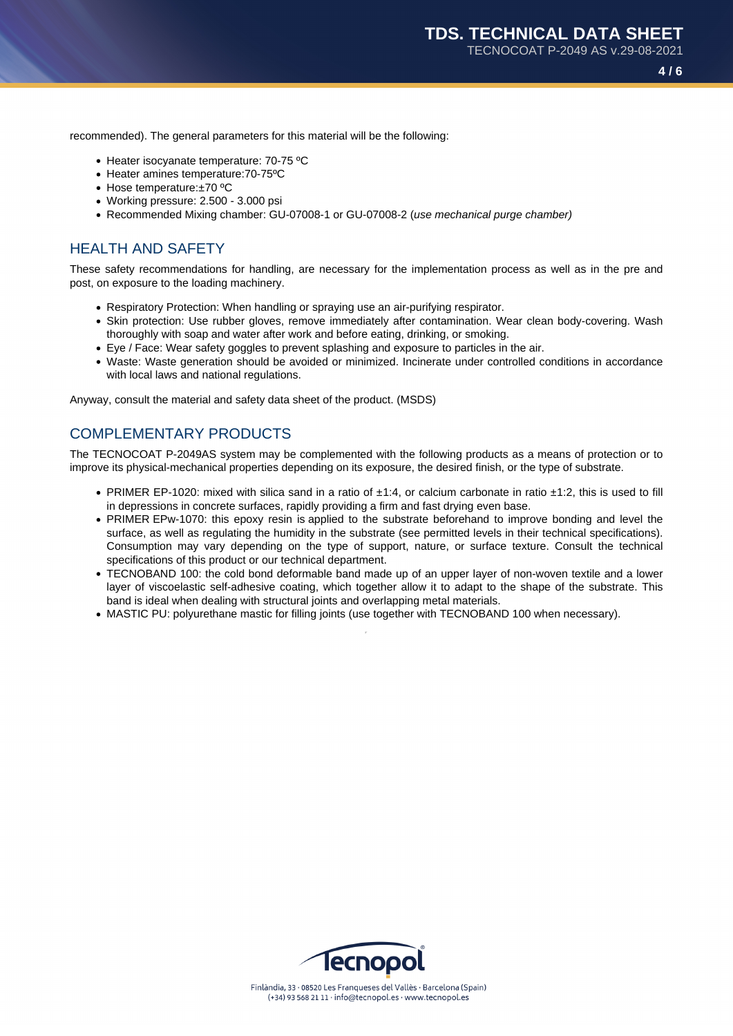recommended). The general parameters for this material will be the following:

- Heater isocyanate temperature: 70-75 ºC
- Heater amines temperature:70-75ºC
- Hose temperature:±70 ºC
- Working pressure: 2.500 - 3.000 psi
- Recommended Mixing chamber: GU-07008-1 or GU-07008-2 (*use mechanical purge chamber)*

## HEALTH AND SAFETY

These safety recommendations for handling, are necessary for the implementation process as well as in the pre and post, on exposure to the loading machinery.

- Respiratory Protection: When handling or spraying use an air-purifying respirator.
- Skin protection: Use rubber gloves, remove immediately after contamination. Wear clean body-covering. Wash thoroughly with soap and water after work and before eating, drinking, or smoking.
- Eye / Face: Wear safety goggles to prevent splashing and exposure to particles in the air.
- Waste: Waste generation should be avoided or minimized. Incinerate under controlled conditions in accordance with local laws and national regulations.

Anyway, consult the material and safety data sheet of the product. (MSDS)

## COMPLEMENTARY PRODUCTS

The TECNOCOAT P-2049AS system may be complemented with the following products as a means of protection or to improve its physical-mechanical properties depending on its exposure, the desired finish, or the type of substrate.

- PRIMER EP-1020: mixed with silica sand in a ratio of ±1:4, or calcium carbonate in ratio ±1:2, this is used to fill in depressions in concrete surfaces, rapidly providing a firm and fast drying even base.
- PRIMER EPw-1070: this epoxy resin is applied to the substrate beforehand to improve bonding and level the surface, as well as regulating the humidity in the substrate (see permitted levels in their technical specifications). Consumption may vary depending on the type of support, nature, or surface texture. Consult the technical specifications of this product or our technical department.
- TECNOBAND 100: the cold bond deformable band made up of an upper layer of non-woven textile and a lower layer of viscoelastic self-adhesive coating, which together allow it to adapt to the shape of the substrate. This band is ideal when dealing with structural joints and overlapping metal materials.
- MASTIC PU: polyurethane mastic for filling joints (use together with TECNOBAND 100 when necessary).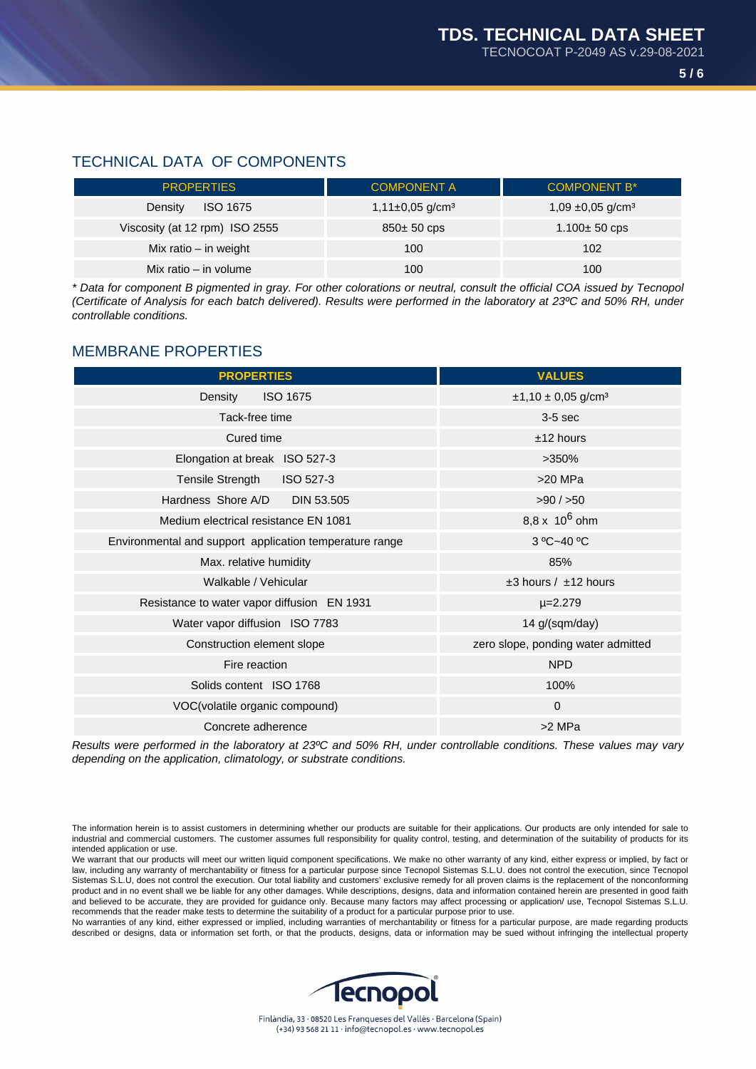## TECHNICAL DATA OF COMPONENTS

| PROPERTIES | COMPONENT A | COMPONENT B* |
|---|---|---|
| Density ISO 1675 | 1,11±0,05 g/cm³ | 1,09 ±0,05 g/cm³ |
| Viscosity (at 12 rpm) ISO 2555 | 850± 50 cps | 1.100± 50 cps |
| Mix ratio – in weight | 100 | 102 |
| Mix ratio – in volume | 100 | 100 |

*\* Data for component B pigmented in gray. For other colorations or neutral, consult the official COA issued by Tecnopol (Certificate of Analysis for each batch delivered). Results were performed in the laboratory at 23ºC and 50% RH, under controllable conditions.*

## MEMBRANE PROPERTIES

| PROPERTIES | VALUES |
|---|---|
| Density ISO 1675 | ±1,10 ± 0,05 g/cm³ |
| Tack-free time | 3-5 sec |
| Cured time | ±12 hours |
| Elongation at break ISO 527-3 | >350% |
| Tensile Strength ISO 527-3 | >20 MPa |
| Hardness Shore A/D DIN 53.505 | >90 / >50 |
| Medium electrical resistance EN 1081 | $8{,}8 \times 10^{6}$ ohm |
| Environmental and support application temperature range | 3 ºC~40 ºC |
| Max. relative humidity | 85% |
| Walkable / Vehicular | ±3 hours / ±12 hours |
| Resistance to water vapor diffusion EN 1931 | μ=2.279 |
| Water vapor diffusion ISO 7783 | 14 g/(sqm/day) |
| Construction element slope | zero slope, ponding water admitted |
| Fire reaction | NPD |
| Solids content ISO 1768 | 100% |
| VOC(volatile organic compound) | 0 |
| Concrete adherence | >2 MPa |

*Results were performed in the laboratory at 23ºC and 50% RH, under controllable conditions. These values may vary depending on the application, climatology, or substrate conditions.*

The information herein is to assist customers in determining whether our products are suitable for their applications. Our products are only intended for sale to industrial and commercial customers. The customer assumes full responsibility for quality control, testing, and determination of the suitability of products for its intended application or use.

We warrant that our products will meet our written liquid component specifications. We make no other warranty of any kind, either express or implied, by fact or law, including any warranty of merchantability or fitness for a particular purpose since Tecnopol Sistemas S.L.U. does not control the execution, since Tecnopol Sistemas S.L.U, does not control the execution. Our total liability and customers' exclusive remedy for all proven claims is the replacement of the nonconforming product and in no event shall we be liable for any other damages. While descriptions, designs, data and information contained herein are presented in good faith and believed to be accurate, they are provided for guidance only. Because many factors may affect processing or application/ use, Tecnopol Sistemas S.L.U. recommends that the reader make tests to determine the suitability of a product for a particular purpose prior to use.

No warranties of any kind, either expressed or implied, including warranties of merchantability or fitness for a particular purpose, are made regarding products described or designs, data or information set forth, or that the products, designs, data or information may be sued without infringing the intellectual property

Finlàndia, 33 · 08520 Les Franqueses del Vallès · Barcelona (Spain)
(+34) 93 568 21 11 · info@tecnopol.es · www.tecnopol.es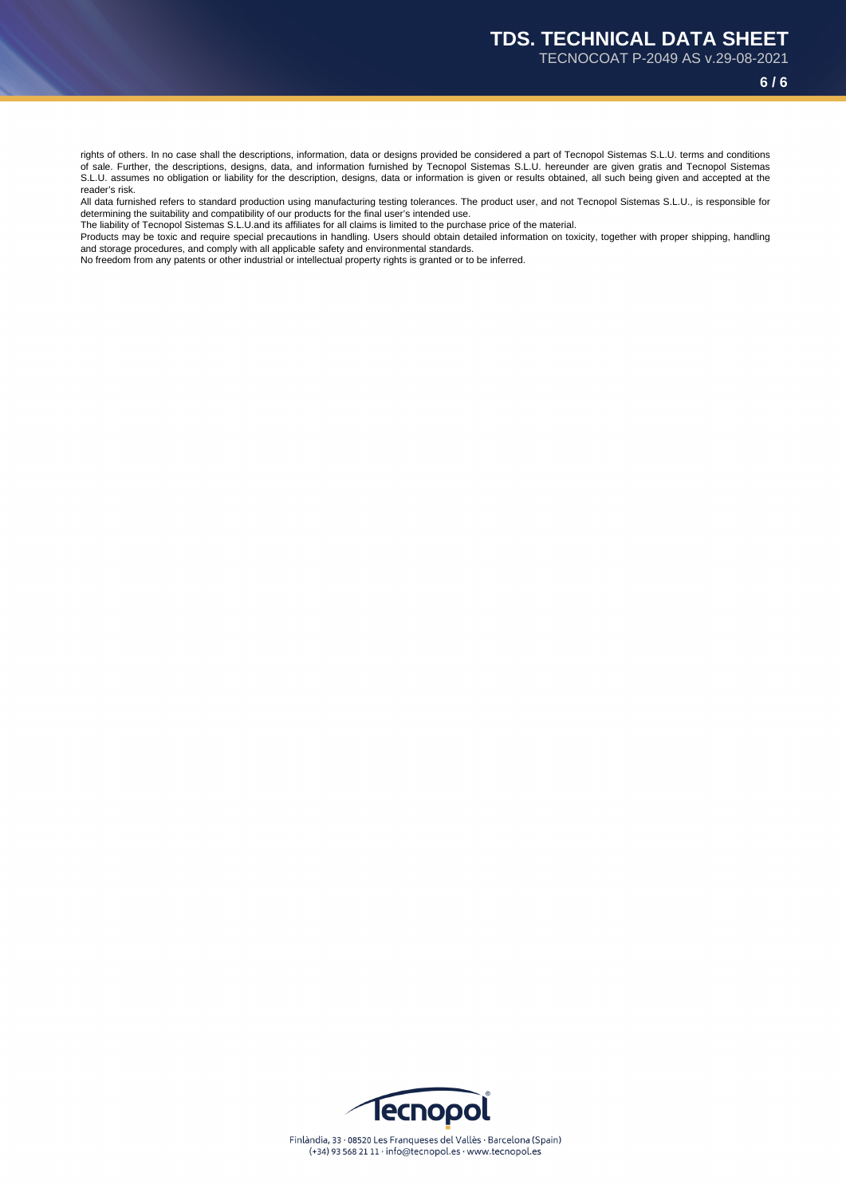rights of others. In no case shall the descriptions, information, data or designs provided be considered a part of Tecnopol Sistemas S.L.U. terms and conditions of sale. Further, the descriptions, designs, data, and information furnished by Tecnopol Sistemas S.L.U. hereunder are given gratis and Tecnopol Sistemas S.L.U. assumes no obligation or liability for the description, designs, data or information is given or results obtained, all such being given and accepted at the reader's risk.

All data furnished refers to standard production using manufacturing testing tolerances. The product user, and not Tecnopol Sistemas S.L.U., is responsible for determining the suitability and compatibility of our products for the final user's intended use.

The liability of Tecnopol Sistemas S.L.U.and its affiliates for all claims is limited to the purchase price of the material.

Products may be toxic and require special precautions in handling. Users should obtain detailed information on toxicity, together with proper shipping, handling and storage procedures, and comply with all applicable safety and environmental standards.

No freedom from any patents or other industrial or intellectual property rights is granted or to be inferred.